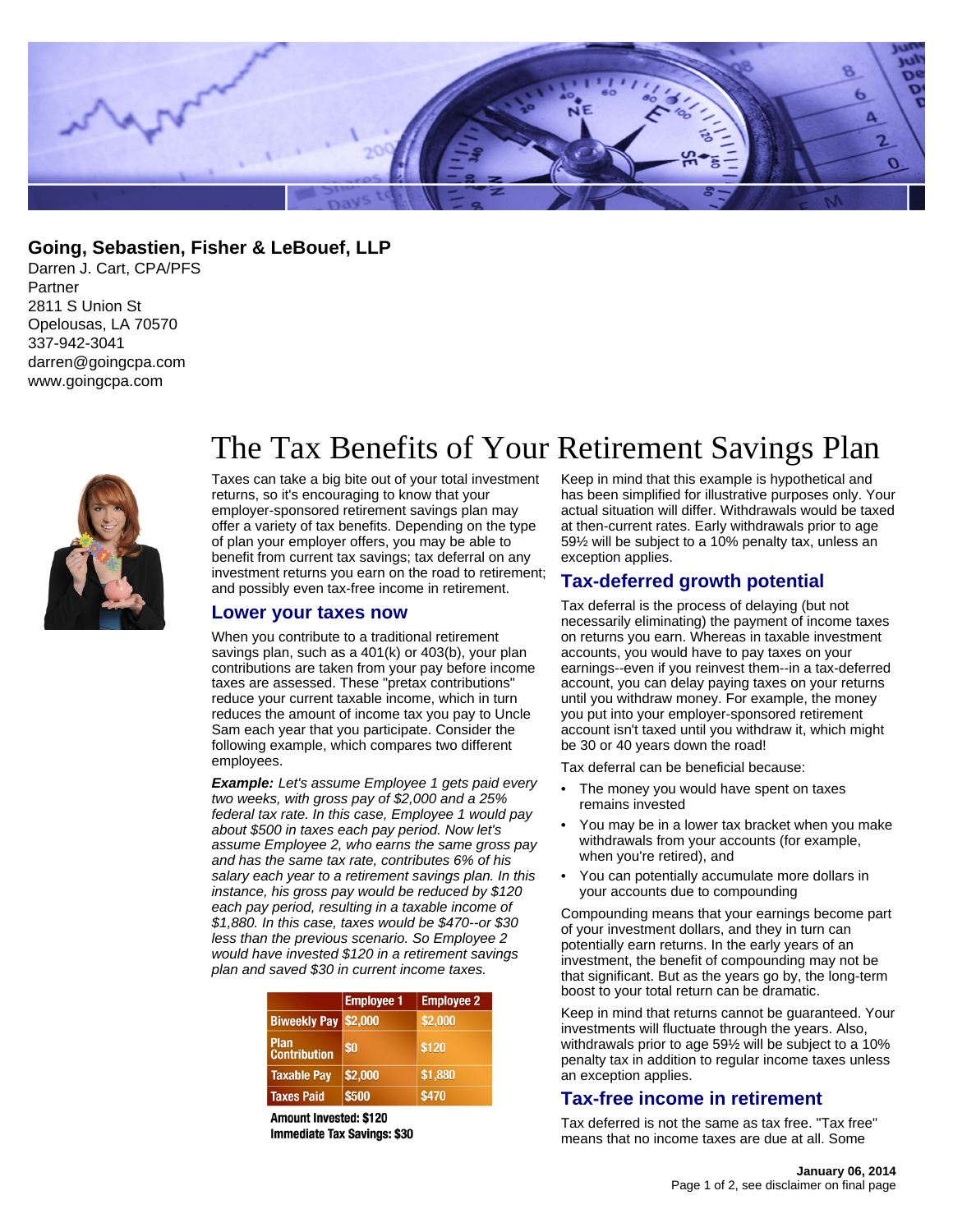**Going, Sebastien, Fisher & LeBouef, LLP**
Darren J. Cart, CPA/PFS
Partner
2811 S Union St
Opelousas, LA 70570
337-942-3041
darren@goingcpa.com
www.goingcpa.com

# The Tax Benefits of Your Retirement Savings Plan

Taxes can take a big bite out of your total investment returns, so it's encouraging to know that your employer-sponsored retirement savings plan may offer a variety of tax benefits. Depending on the type of plan your employer offers, you may be able to benefit from current tax savings; tax deferral on any investment returns you earn on the road to retirement; and possibly even tax-free income in retirement.

## Lower your taxes now

When you contribute to a traditional retirement savings plan, such as a 401(k) or 403(b), your plan contributions are taken from your pay before income taxes are assessed. These "pretax contributions" reduce your current taxable income, which in turn reduces the amount of income tax you pay to Uncle Sam each year that you participate. Consider the following example, which compares two different employees.

***Example:*** *Let's assume Employee 1 gets paid every two weeks, with gross pay of $2,000 and a 25% federal tax rate. In this case, Employee 1 would pay about $500 in taxes each pay period. Now let's assume Employee 2, who earns the same gross pay and has the same tax rate, contributes 6% of his salary each year to a retirement savings plan. In this instance, his gross pay would be reduced by $120 each pay period, resulting in a taxable income of $1,880. In this case, taxes would be $470--or $30 less than the previous scenario. So Employee 2 would have invested $120 in a retirement savings plan and saved $30 in current income taxes.*

| | Employee 1 | Employee 2 |
|---|---|---|
| Biweekly Pay | $2,000 | $2,000 |
| Plan Contribution | $0 | $120 |
| Taxable Pay | $2,000 | $1,880 |
| Taxes Paid | $500 | $470 |

**Amount Invested: $120**
**Immediate Tax Savings: $30**

Keep in mind that this example is hypothetical and has been simplified for illustrative purposes only. Your actual situation will differ. Withdrawals would be taxed at then-current rates. Early withdrawals prior to age 59½ will be subject to a 10% penalty tax, unless an exception applies.

## Tax-deferred growth potential

Tax deferral is the process of delaying (but not necessarily eliminating) the payment of income taxes on returns you earn. Whereas in taxable investment accounts, you would have to pay taxes on your earnings--even if you reinvest them--in a tax-deferred account, you can delay paying taxes on your returns until you withdraw money. For example, the money you put into your employer-sponsored retirement account isn't taxed until you withdraw it, which might be 30 or 40 years down the road!

Tax deferral can be beneficial because:

- The money you would have spent on taxes remains invested
- You may be in a lower tax bracket when you make withdrawals from your accounts (for example, when you're retired), and
- You can potentially accumulate more dollars in your accounts due to compounding

Compounding means that your earnings become part of your investment dollars, and they in turn can potentially earn returns. In the early years of an investment, the benefit of compounding may not be that significant. But as the years go by, the long-term boost to your total return can be dramatic.

Keep in mind that returns cannot be guaranteed. Your investments will fluctuate through the years. Also, withdrawals prior to age 59½ will be subject to a 10% penalty tax in addition to regular income taxes unless an exception applies.

## Tax-free income in retirement

Tax deferred is not the same as tax free. "Tax free" means that no income taxes are due at all. Some

**January 06, 2014**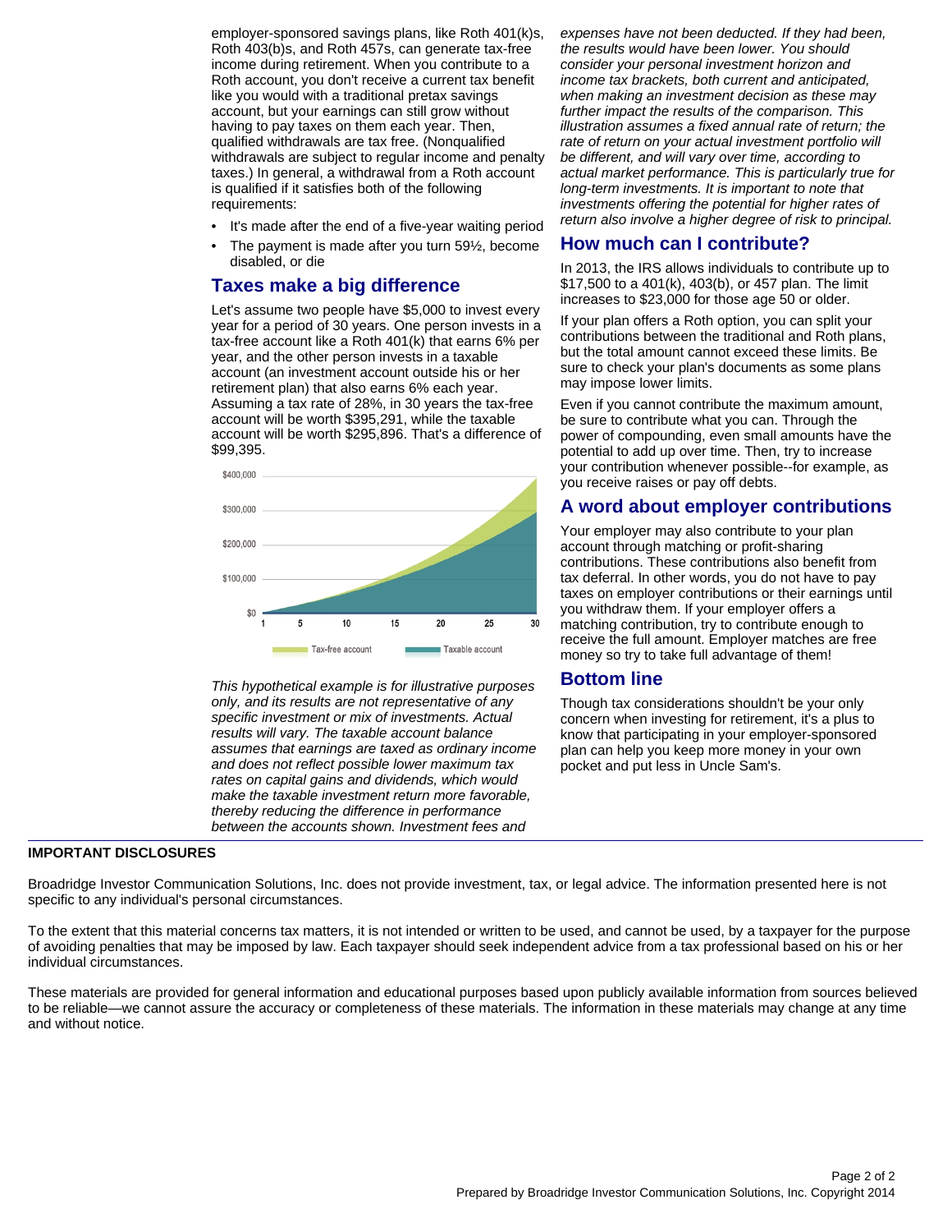employer-sponsored savings plans, like Roth 401(k)s, Roth 403(b)s, and Roth 457s, can generate tax-free income during retirement. When you contribute to a Roth account, you don't receive a current tax benefit like you would with a traditional pretax savings account, but your earnings can still grow without having to pay taxes on them each year. Then, qualified withdrawals are tax free. (Nonqualified withdrawals are subject to regular income and penalty taxes.) In general, a withdrawal from a Roth account is qualified if it satisfies both of the following requirements:

- It's made after the end of a five-year waiting period
- The payment is made after you turn 59½, become disabled, or die

## Taxes make a big difference

Let's assume two people have $5,000 to invest every year for a period of 30 years. One person invests in a tax-free account like a Roth 401(k) that earns 6% per year, and the other person invests in a taxable account (an investment account outside his or her retirement plan) that also earns 6% each year. Assuming a tax rate of 28%, in 30 years the tax-free account will be worth $395,291, while the taxable account will be worth $295,896. That's a difference of $99,395.

$400,000
$300,000
$200,000
$100,000
$0
1 5 10 15 20 25 30
Tax-free account
Taxable account

*This hypothetical example is for illustrative purposes only, and its results are not representative of any specific investment or mix of investments. Actual results will vary. The taxable account balance assumes that earnings are taxed as ordinary income and does not reflect possible lower maximum tax rates on capital gains and dividends, which would make the taxable investment return more favorable, thereby reducing the difference in performance between the accounts shown. Investment fees and expenses have not been deducted. If they had been, the results would have been lower. You should consider your personal investment horizon and income tax brackets, both current and anticipated, when making an investment decision as these may further impact the results of the comparison. This illustration assumes a fixed annual rate of return; the rate of return on your actual investment portfolio will be different, and will vary over time, according to actual market performance. This is particularly true for long-term investments. It is important to note that investments offering the potential for higher rates of return also involve a higher degree of risk to principal.*

## How much can I contribute?

In 2013, the IRS allows individuals to contribute up to $17,500 to a 401(k), 403(b), or 457 plan. The limit increases to $23,000 for those age 50 or older.

If your plan offers a Roth option, you can split your contributions between the traditional and Roth plans, but the total amount cannot exceed these limits. Be sure to check your plan's documents as some plans may impose lower limits.

Even if you cannot contribute the maximum amount, be sure to contribute what you can. Through the power of compounding, even small amounts have the potential to add up over time. Then, try to increase your contribution whenever possible--for example, as you receive raises or pay off debts.

## A word about employer contributions

Your employer may also contribute to your plan account through matching or profit-sharing contributions. These contributions also benefit from tax deferral. In other words, you do not have to pay taxes on employer contributions or their earnings until you withdraw them. If your employer offers a matching contribution, try to contribute enough to receive the full amount. Employer matches are free money so try to take full advantage of them!

## Bottom line

Though tax considerations shouldn't be your only concern when investing for retirement, it's a plus to know that participating in your employer-sponsored plan can help you keep more money in your own pocket and put less in Uncle Sam's.

**IMPORTANT DISCLOSURES**

Broadridge Investor Communication Solutions, Inc. does not provide investment, tax, or legal advice. The information presented here is not specific to any individual's personal circumstances.

To the extent that this material concerns tax matters, it is not intended or written to be used, and cannot be used, by a taxpayer for the purpose of avoiding penalties that may be imposed by law. Each taxpayer should seek independent advice from a tax professional based on his or her individual circumstances.

These materials are provided for general information and educational purposes based upon publicly available information from sources believed to be reliable—we cannot assure the accuracy or completeness of these materials. The information in these materials may change at any time and without notice.

Prepared by Broadridge Investor Communication Solutions, Inc. Copyright 2014